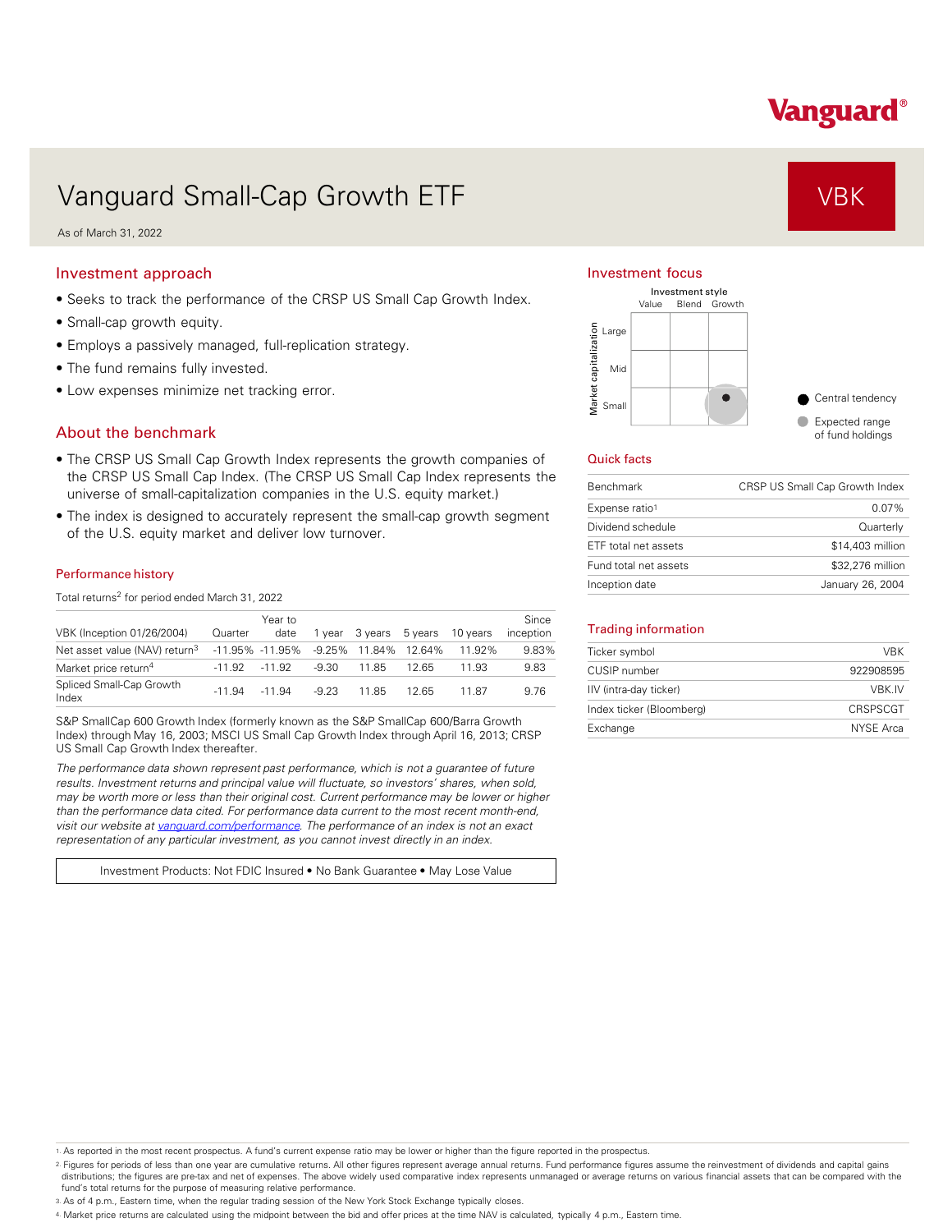Vanguard®

# Vanguard Small-Cap Growth ETF

**VBK**

As of March 31, 2022

## Investment approach

- Seeks to track the performance of the CRSP US Small Cap Growth Index.
- Small-cap growth equity.
- Employs a passively managed, full-replication strategy.
- The fund remains fully invested.
- Low expenses minimize net tracking error.

## About the benchmark

- The CRSP US Small Cap Growth Index represents the growth companies of the CRSP US Small Cap Index. (The CRSP US Small Cap Index represents the universe of small-capitalization companies in the U.S. equity market.)
- The index is designed to accurately represent the small-cap growth segment of the U.S. equity market and deliver low turnover.

### Performance history

Total returns[2] for period ended March 31, 2022

| VBK (Inception 01/26/2004) | Quarter | Year to date | 1 year | 3 years | 5 years | 10 years | Since inception |
|---|---|---|---|---|---|---|---|
| Net asset value (NAV) return[3] | -11.95% | -11.95% | -9.25% | 11.84% | 12.64% | 11.92% | 9.83% |
| Market price return[4] | -11.92 | -11.92 | -9.30 | 11.85 | 12.65 | 11.93 | 9.83 |
| Spliced Small-Cap Growth Index | -11.94 | -11.94 | -9.23 | 11.85 | 12.65 | 11.87 | 9.76 |

S&P SmallCap 600 Growth Index (formerly known as the S&P SmallCap 600/Barra Growth Index) through May 16, 2003; MSCI US Small Cap Growth Index through April 16, 2013; CRSP US Small Cap Growth Index thereafter.

*The performance data shown represent past performance, which is not a guarantee of future results. Investment returns and principal value will fluctuate, so investors' shares, when sold, may be worth more or less than their original cost. Current performance may be lower or higher than the performance data cited. For performance data current to the most recent month-end, visit our website at vanguard.com/performance. The performance of an index is not an exact representation of any particular investment, as you cannot invest directly in an index.*

Investment Products: Not FDIC Insured • No Bank Guarantee • May Lose Value

## Investment focus

Investment style: Value, Blend, Growth

Market capitalization: Large, Mid, Small

- Central tendency
- Expected range of fund holdings

## Quick facts

| | |
|---|---|
| Benchmark | CRSP US Small Cap Growth Index |
| Expense ratio[1] | 0.07% |
| Dividend schedule | Quarterly |
| ETF total net assets | $14,403 million |
| Fund total net assets | $32,276 million |
| Inception date | January 26, 2004 |

## Trading information

| | |
|---|---|
| Ticker symbol | VBK |
| CUSIP number | 922908595 |
| IIV (intra-day ticker) | VBK.IV |
| Index ticker (Bloomberg) | CRSPSCGT |
| Exchange | NYSE Arca |

1. As reported in the most recent prospectus. A fund's current expense ratio may be lower or higher than the figure reported in the prospectus.
2. Figures for periods of less than one year are cumulative returns. All other figures represent average annual returns. Fund performance figures assume the reinvestment of dividends and capital gains distributions; the figures are pre-tax and net of expenses. The above widely used comparative index represents unmanaged or average returns on various financial assets that can be compared with the fund's total returns for the purpose of measuring relative performance.
3. As of 4 p.m., Eastern time, when the regular trading session of the New York Stock Exchange typically closes.
4. Market price returns are calculated using the midpoint between the bid and offer prices at the time NAV is calculated, typically 4 p.m., Eastern time.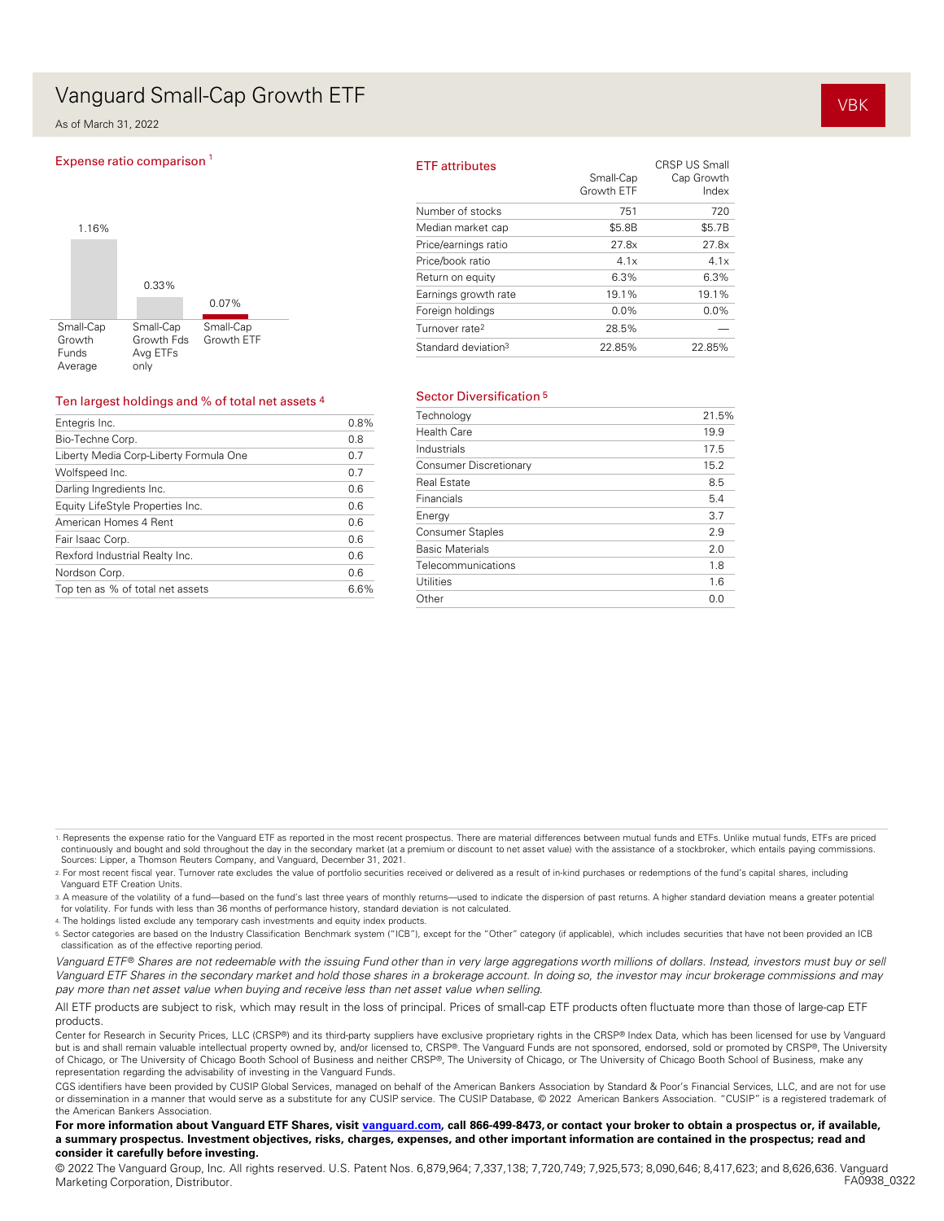# Vanguard Small-Cap Growth ETF

As of March 31, 2022

VBK

## Expense ratio comparison [1]

1.16%
0.33%
0.07%
Small-Cap Growth Funds Average
Small-Cap Growth Fds Avg ETFs only
Small-Cap Growth ETF

## ETF attributes

| | Small-Cap Growth ETF | CRSP US Small Cap Growth Index |
|---|---|---|
| Number of stocks | 751 | 720 |
| Median market cap | $5.8B | $5.7B |
| Price/earnings ratio | 27.8x | 27.8x |
| Price/book ratio | 4.1x | 4.1x |
| Return on equity | 6.3% | 6.3% |
| Earnings growth rate | 19.1% | 19.1% |
| Foreign holdings | 0.0% | 0.0% |
| Turnover rate[2] | 28.5% | — |
| Standard deviation[3] | 22.85% | 22.85% |

## Ten largest holdings and % of total net assets [4]

| | |
|---|---|
| Entegris Inc. | 0.8% |
| Bio-Techne Corp. | 0.8 |
| Liberty Media Corp-Liberty Formula One | 0.7 |
| Wolfspeed Inc. | 0.7 |
| Darling Ingredients Inc. | 0.6 |
| Equity LifeStyle Properties Inc. | 0.6 |
| American Homes 4 Rent | 0.6 |
| Fair Isaac Corp. | 0.6 |
| Rexford Industrial Realty Inc. | 0.6 |
| Nordson Corp. | 0.6 |
| Top ten as % of total net assets | 6.6% |

## Sector Diversification [5]

| | |
|---|---|
| Technology | 21.5% |
| Health Care | 19.9 |
| Industrials | 17.5 |
| Consumer Discretionary | 15.2 |
| Real Estate | 8.5 |
| Financials | 5.4 |
| Energy | 3.7 |
| Consumer Staples | 2.9 |
| Basic Materials | 2.0 |
| Telecommunications | 1.8 |
| Utilities | 1.6 |
| Other | 0.0 |

1. Represents the expense ratio for the Vanguard ETF as reported in the most recent prospectus. There are material differences between mutual funds and ETFs. Unlike mutual funds, ETFs are priced continuously and bought and sold throughout the day in the secondary market (at a premium or discount to net asset value) with the assistance of a stockbroker, which entails paying commissions. Sources: Lipper, a Thomson Reuters Company, and Vanguard, December 31, 2021.
2. For most recent fiscal year. Turnover rate excludes the value of portfolio securities received or delivered as a result of in-kind purchases or redemptions of the fund's capital shares, including Vanguard ETF Creation Units.
3. A measure of the volatility of a fund—based on the fund's last three years of monthly returns—used to indicate the dispersion of past returns. A higher standard deviation means a greater potential for volatility. For funds with less than 36 months of performance history, standard deviation is not calculated.
4. The holdings listed exclude any temporary cash investments and equity index products.
5. Sector categories are based on the Industry Classification Benchmark system ("ICB"), except for the "Other" category (if applicable), which includes securities that have not been provided an ICB classification as of the effective reporting period.

*Vanguard ETF® Shares are not redeemable with the issuing Fund other than in very large aggregations worth millions of dollars. Instead, investors must buy or sell Vanguard ETF Shares in the secondary market and hold those shares in a brokerage account. In doing so, the investor may incur brokerage commissions and may pay more than net asset value when buying and receive less than net asset value when selling.*

All ETF products are subject to risk, which may result in the loss of principal. Prices of small-cap ETF products often fluctuate more than those of large-cap ETF products.

Center for Research in Security Prices, LLC (CRSP®) and its third-party suppliers have exclusive proprietary rights in the CRSP® Index Data, which has been licensed for use by Vanguard but is and shall remain valuable intellectual property owned by, and/or licensed to, CRSP®. The Vanguard Funds are not sponsored, endorsed, sold or promoted by CRSP®, The University of Chicago, or The University of Chicago Booth School of Business and neither CRSP®, The University of Chicago, or The University of Chicago Booth School of Business, make any representation regarding the advisability of investing in the Vanguard Funds.

CGS identifiers have been provided by CUSIP Global Services, managed on behalf of the American Bankers Association by Standard & Poor's Financial Services, LLC, and are not for use or dissemination in a manner that would serve as a substitute for any CUSIP service. The CUSIP Database, © 2022 American Bankers Association. "CUSIP" is a registered trademark of the American Bankers Association.

**For more information about Vanguard ETF Shares, visit vanguard.com, call 866-499-8473, or contact your broker to obtain a prospectus or, if available, a summary prospectus. Investment objectives, risks, charges, expenses, and other important information are contained in the prospectus; read and consider it carefully before investing.**

© 2022 The Vanguard Group, Inc. All rights reserved. U.S. Patent Nos. 6,879,964; 7,337,138; 7,720,749; 7,925,573; 8,090,646; 8,417,623; and 8,626,636. Vanguard Marketing Corporation, Distributor.

FA0938_0322